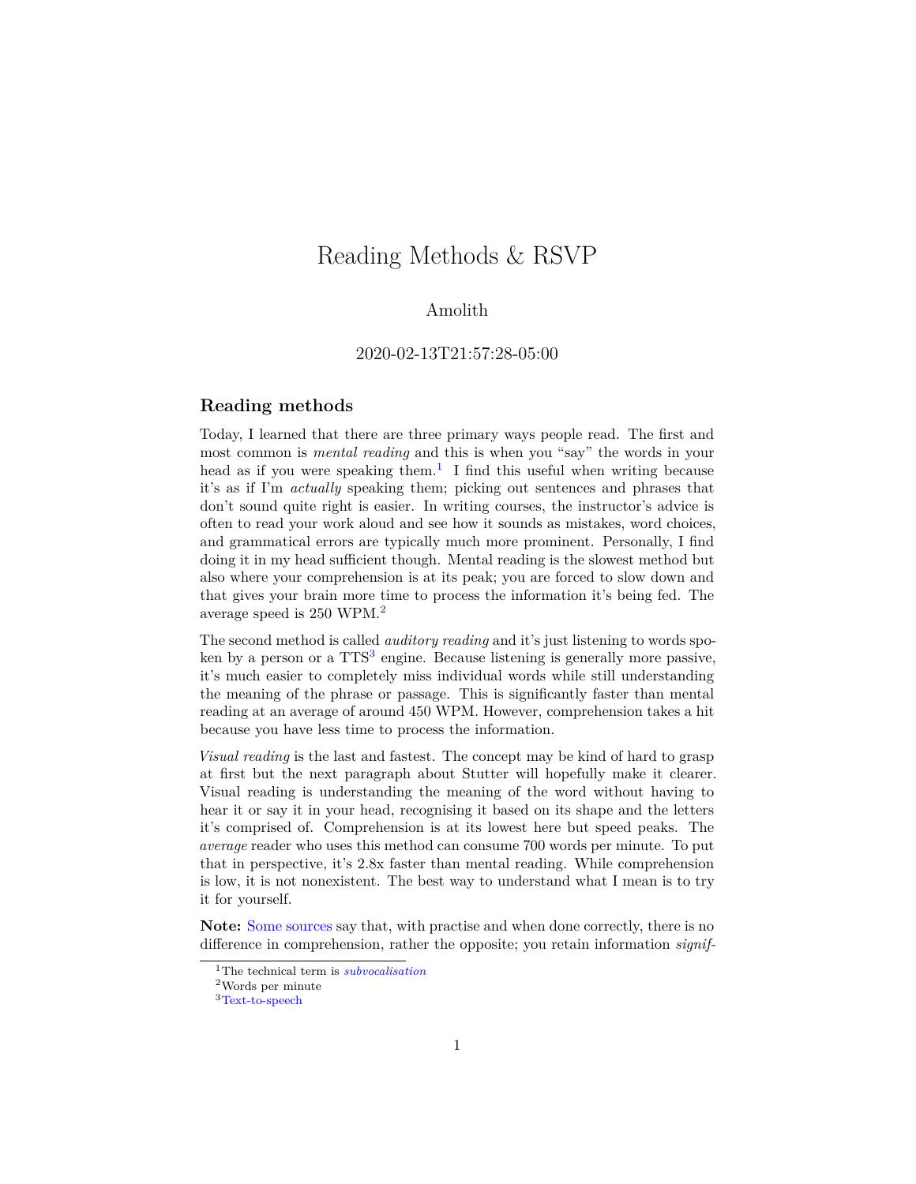# Reading Methods & RSVP

Amolith

2020-02-13T21:57:28-05:00

## Reading methods

Today, I learned that there are three primary ways people read. The first and most common is *mental reading* and this is when you "say" the words in your head as if you were speaking them.[1] I find this useful when writing because it's as if I'm *actually* speaking them; picking out sentences and phrases that don't sound quite right is easier. In writing courses, the instructor's advice is often to read your work aloud and see how it sounds as mistakes, word choices, and grammatical errors are typically much more prominent. Personally, I find doing it in my head sufficient though. Mental reading is the slowest method but also where your comprehension is at its peak; you are forced to slow down and that gives your brain more time to process the information it's being fed. The average speed is 250 WPM.[2]

The second method is called *auditory reading* and it's just listening to words spoken by a person or a TTS[3] engine. Because listening is generally more passive, it's much easier to completely miss individual words while still understanding the meaning of the phrase or passage. This is significantly faster than mental reading at an average of around 450 WPM. However, comprehension takes a hit because you have less time to process the information.

*Visual reading* is the last and fastest. The concept may be kind of hard to grasp at first but the next paragraph about Stutter will hopefully make it clearer. Visual reading is understanding the meaning of the word without having to hear it or say it in your head, recognising it based on its shape and the letters it's comprised of. Comprehension is at its lowest here but speed peaks. The *average* reader who uses this method can consume 700 words per minute. To put that in perspective, it's 2.8x faster than mental reading. While comprehension is low, it is not nonexistent. The best way to understand what I mean is to try it for yourself.

**Note:** Some sources say that, with practise and when done correctly, there is no difference in comprehension, rather the opposite; you retain information *signif-*

---

[1] The technical term is *subvocalisation*

[2] Words per minute

[3] Text-to-speech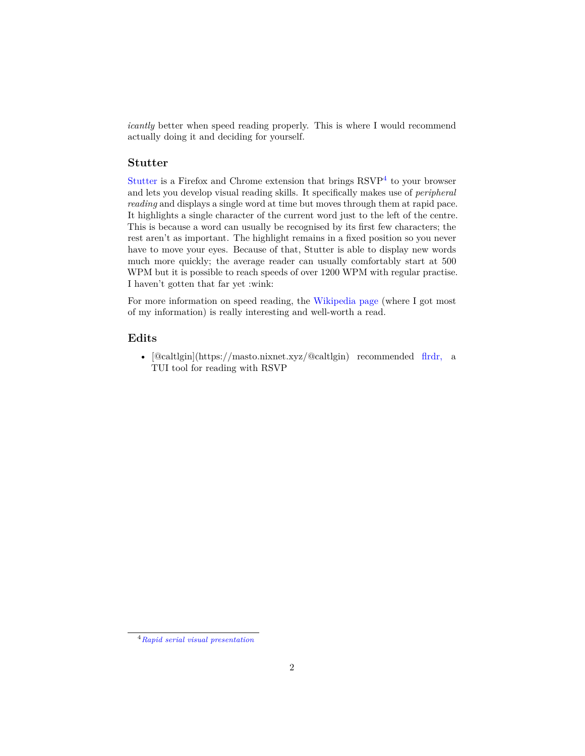*icantly* better when speed reading properly. This is where I would recommend actually doing it and deciding for yourself.

### Stutter

Stutter is a Firefox and Chrome extension that brings RSVP[4] to your browser and lets you develop visual reading skills. It specifically makes use of *peripheral reading* and displays a single word at time but moves through them at rapid pace. It highlights a single character of the current word just to the left of the centre. This is because a word can usually be recognised by its first few characters; the rest aren't as important. The highlight remains in a fixed position so you never have to move your eyes. Because of that, Stutter is able to display new words much more quickly; the average reader can usually comfortably start at 500 WPM but it is possible to reach speeds of over 1200 WPM with regular practise. I haven't gotten that far yet :wink:

For more information on speed reading, the Wikipedia page (where I got most of my information) is really interesting and well-worth a read.

### Edits

- [@caltlgin](https://masto.nixnet.xyz/@caltlgin) recommended flrdr, a TUI tool for reading with RSVP

[4] *Rapid serial visual presentation*